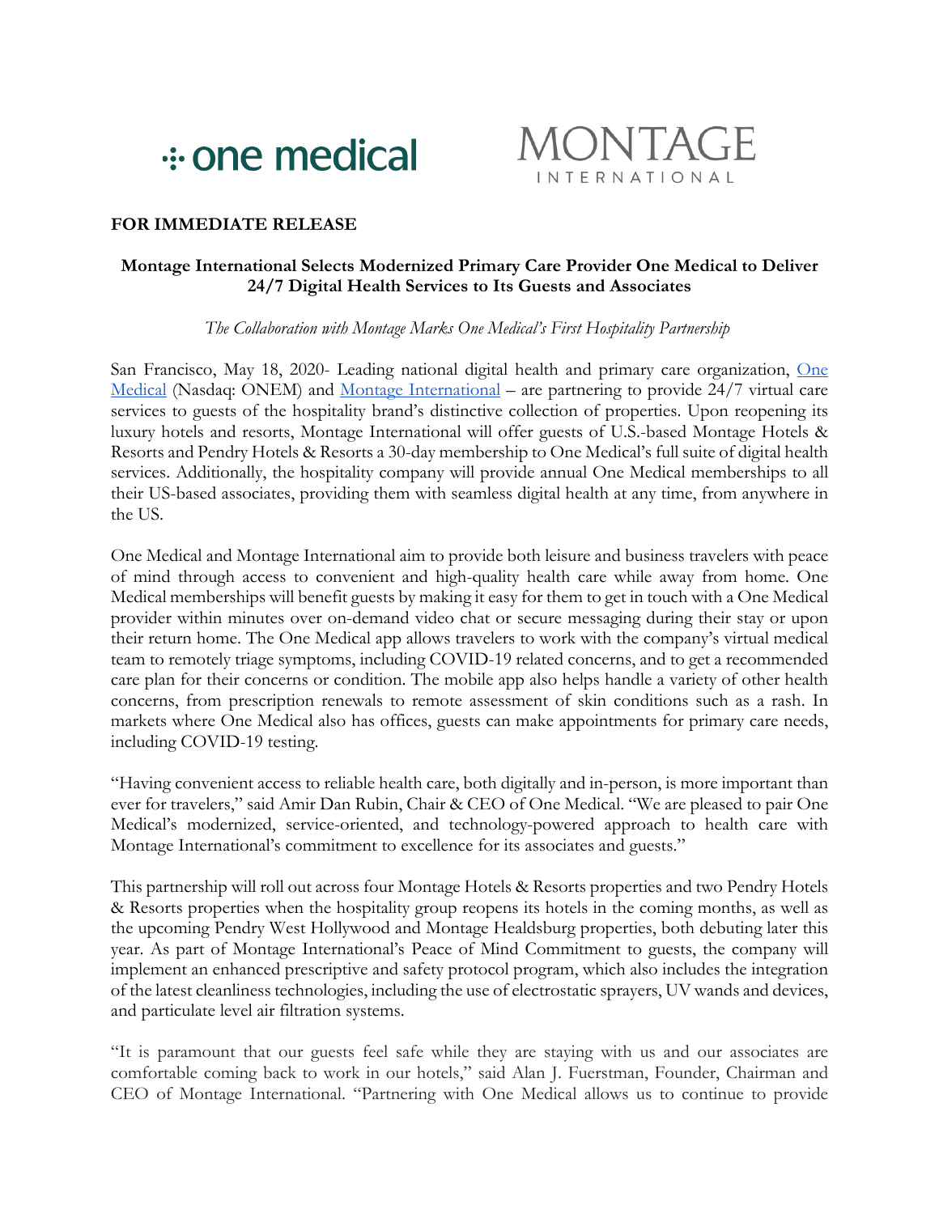one medical

MONTAGE INTERNATIONAL

**FOR IMMEDIATE RELEASE**

**Montage International Selects Modernized Primary Care Provider One Medical to Deliver 24/7 Digital Health Services to Its Guests and Associates**

*The Collaboration with Montage Marks One Medical's First Hospitality Partnership*

San Francisco, May 18, 2020- Leading national digital health and primary care organization, [One Medical](One Medical) (Nasdaq: ONEM) and [Montage International](Montage International) – are partnering to provide 24/7 virtual care services to guests of the hospitality brand's distinctive collection of properties. Upon reopening its luxury hotels and resorts, Montage International will offer guests of U.S.-based Montage Hotels & Resorts and Pendry Hotels & Resorts a 30-day membership to One Medical's full suite of digital health services. Additionally, the hospitality company will provide annual One Medical memberships to all their US-based associates, providing them with seamless digital health at any time, from anywhere in the US.

One Medical and Montage International aim to provide both leisure and business travelers with peace of mind through access to convenient and high-quality health care while away from home. One Medical memberships will benefit guests by making it easy for them to get in touch with a One Medical provider within minutes over on-demand video chat or secure messaging during their stay or upon their return home. The One Medical app allows travelers to work with the company's virtual medical team to remotely triage symptoms, including COVID-19 related concerns, and to get a recommended care plan for their concerns or condition. The mobile app also helps handle a variety of other health concerns, from prescription renewals to remote assessment of skin conditions such as a rash. In markets where One Medical also has offices, guests can make appointments for primary care needs, including COVID-19 testing.

"Having convenient access to reliable health care, both digitally and in-person, is more important than ever for travelers," said Amir Dan Rubin, Chair & CEO of One Medical. "We are pleased to pair One Medical's modernized, service-oriented, and technology-powered approach to health care with Montage International's commitment to excellence for its associates and guests."

This partnership will roll out across four Montage Hotels & Resorts properties and two Pendry Hotels & Resorts properties when the hospitality group reopens its hotels in the coming months, as well as the upcoming Pendry West Hollywood and Montage Healdsburg properties, both debuting later this year. As part of Montage International's Peace of Mind Commitment to guests, the company will implement an enhanced prescriptive and safety protocol program, which also includes the integration of the latest cleanliness technologies, including the use of electrostatic sprayers, UV wands and devices, and particulate level air filtration systems.

"It is paramount that our guests feel safe while they are staying with us and our associates are comfortable coming back to work in our hotels," said Alan J. Fuerstman, Founder, Chairman and CEO of Montage International. "Partnering with One Medical allows us to continue to provide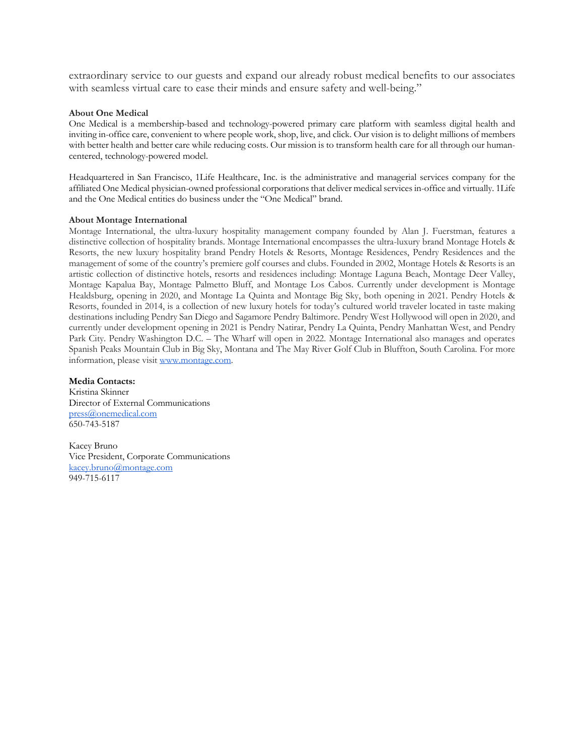extraordinary service to our guests and expand our already robust medical benefits to our associates with seamless virtual care to ease their minds and ensure safety and well-being."

**About One Medical**

One Medical is a membership-based and technology-powered primary care platform with seamless digital health and inviting in-office care, convenient to where people work, shop, live, and click. Our vision is to delight millions of members with better health and better care while reducing costs. Our mission is to transform health care for all through our human-centered, technology-powered model.

Headquartered in San Francisco, 1Life Healthcare, Inc. is the administrative and managerial services company for the affiliated One Medical physician-owned professional corporations that deliver medical services in-office and virtually. 1Life and the One Medical entities do business under the "One Medical" brand.

**About Montage International**

Montage International, the ultra-luxury hospitality management company founded by Alan J. Fuerstman, features a distinctive collection of hospitality brands. Montage International encompasses the ultra-luxury brand Montage Hotels & Resorts, the new luxury hospitality brand Pendry Hotels & Resorts, Montage Residences, Pendry Residences and the management of some of the country's premiere golf courses and clubs. Founded in 2002, Montage Hotels & Resorts is an artistic collection of distinctive hotels, resorts and residences including: Montage Laguna Beach, Montage Deer Valley, Montage Kapalua Bay, Montage Palmetto Bluff, and Montage Los Cabos. Currently under development is Montage Healdsburg, opening in 2020, and Montage La Quinta and Montage Big Sky, both opening in 2021. Pendry Hotels & Resorts, founded in 2014, is a collection of new luxury hotels for today's cultured world traveler located in taste making destinations including Pendry San Diego and Sagamore Pendry Baltimore. Pendry West Hollywood will open in 2020, and currently under development opening in 2021 is Pendry Natirar, Pendry La Quinta, Pendry Manhattan West, and Pendry Park City. Pendry Washington D.C. – The Wharf will open in 2022. Montage International also manages and operates Spanish Peaks Mountain Club in Big Sky, Montana and The May River Golf Club in Bluffton, South Carolina. For more information, please visit www.montage.com.

**Media Contacts:**

Kristina Skinner
Director of External Communications
press@onemedical.com
650-743-5187

Kacey Bruno
Vice President, Corporate Communications
kacey.bruno@montage.com
949-715-6117